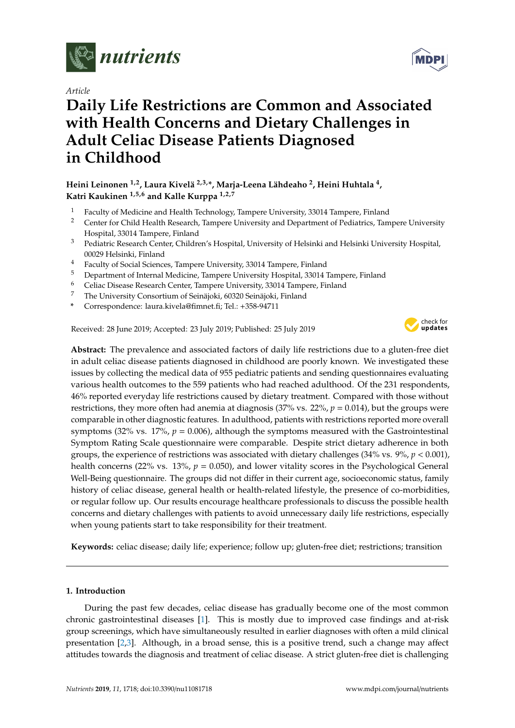*Article*

# Daily Life Restrictions are Common and Associated with Health Concerns and Dietary Challenges in Adult Celiac Disease Patients Diagnosed in Childhood

**Heini Leinonen [1,2], Laura Kivelä [2,3,*], Marja-Leena Lähdeaho [2], Heini Huhtala [4], Katri Kaukinen [1,5,6] and Kalle Kurppa [1,2,7]**

1. Faculty of Medicine and Health Technology, Tampere University, 33014 Tampere, Finland
2. Center for Child Health Research, Tampere University and Department of Pediatrics, Tampere University Hospital, 33014 Tampere, Finland
3. Pediatric Research Center, Children's Hospital, University of Helsinki and Helsinki University Hospital, 00029 Helsinki, Finland
4. Faculty of Social Sciences, Tampere University, 33014 Tampere, Finland
5. Department of Internal Medicine, Tampere University Hospital, 33014 Tampere, Finland
6. Celiac Disease Research Center, Tampere University, 33014 Tampere, Finland
7. The University Consortium of Seinäjoki, 60320 Seinäjoki, Finland

\* Correspondence: laura.kivela@fimnet.fi; Tel.: +358-94711

Received: 28 June 2019; Accepted: 23 July 2019; Published: 25 July 2019

**Abstract:** The prevalence and associated factors of daily life restrictions due to a gluten-free diet in adult celiac disease patients diagnosed in childhood are poorly known. We investigated these issues by collecting the medical data of 955 pediatric patients and sending questionnaires evaluating various health outcomes to the 559 patients who had reached adulthood. Of the 231 respondents, 46% reported everyday life restrictions caused by dietary treatment. Compared with those without restrictions, they more often had anemia at diagnosis (37% vs. 22%, $p = 0.014$), but the groups were comparable in other diagnostic features. In adulthood, patients with restrictions reported more overall symptoms (32% vs. 17%, $p = 0.006$), although the symptoms measured with the Gastrointestinal Symptom Rating Scale questionnaire were comparable. Despite strict dietary adherence in both groups, the experience of restrictions was associated with dietary challenges (34% vs. 9%, $p < 0.001$), health concerns (22% vs. 13%, $p = 0.050$), and lower vitality scores in the Psychological General Well-Being questionnaire. The groups did not differ in their current age, socioeconomic status, family history of celiac disease, general health or health-related lifestyle, the presence of co-morbidities, or regular follow up. Our results encourage healthcare professionals to discuss the possible health concerns and dietary challenges with patients to avoid unnecessary daily life restrictions, especially when young patients start to take responsibility for their treatment.

**Keywords:** celiac disease; daily life; experience; follow up; gluten-free diet; restrictions; transition

## 1. Introduction

During the past few decades, celiac disease has gradually become one of the most common chronic gastrointestinal diseases [1]. This is mostly due to improved case findings and at-risk group screenings, which have simultaneously resulted in earlier diagnoses with often a mild clinical presentation [2,3]. Although, in a broad sense, this is a positive trend, such a change may affect attitudes towards the diagnosis and treatment of celiac disease. A strict gluten-free diet is challenging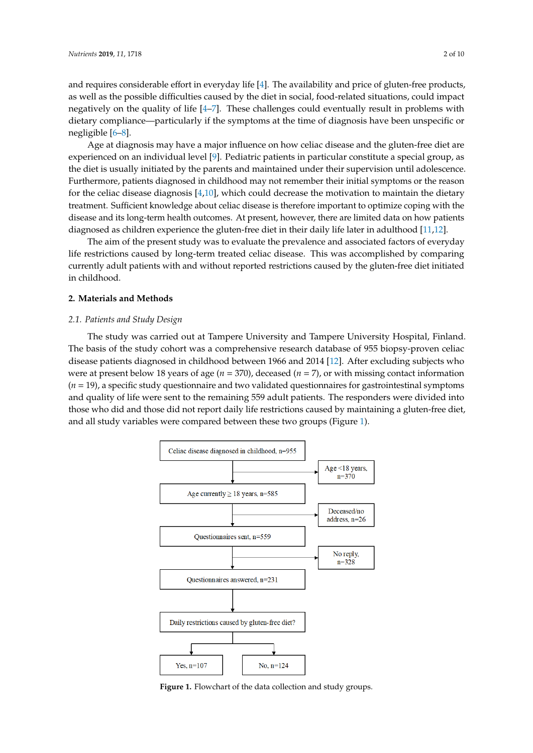and requires considerable effort in everyday life [4]. The availability and price of gluten-free products, as well as the possible difficulties caused by the diet in social, food-related situations, could impact negatively on the quality of life [4–7]. These challenges could eventually result in problems with dietary compliance—particularly if the symptoms at the time of diagnosis have been unspecific or negligible [6–8].

Age at diagnosis may have a major influence on how celiac disease and the gluten-free diet are experienced on an individual level [9]. Pediatric patients in particular constitute a special group, as the diet is usually initiated by the parents and maintained under their supervision until adolescence. Furthermore, patients diagnosed in childhood may not remember their initial symptoms or the reason for the celiac disease diagnosis [4,10], which could decrease the motivation to maintain the dietary treatment. Sufficient knowledge about celiac disease is therefore important to optimize coping with the disease and its long-term health outcomes. At present, however, there are limited data on how patients diagnosed as children experience the gluten-free diet in their daily life later in adulthood [11,12].

The aim of the present study was to evaluate the prevalence and associated factors of everyday life restrictions caused by long-term treated celiac disease. This was accomplished by comparing currently adult patients with and without reported restrictions caused by the gluten-free diet initiated in childhood.

## 2. Materials and Methods

### 2.1. Patients and Study Design

The study was carried out at Tampere University and Tampere University Hospital, Finland. The basis of the study cohort was a comprehensive research database of 955 biopsy-proven celiac disease patients diagnosed in childhood between 1966 and 2014 [12]. After excluding subjects who were at present below 18 years of age ($n$ = 370), deceased ($n$ = 7), or with missing contact information ($n$ = 19), a specific study questionnaire and two validated questionnaires for gastrointestinal symptoms and quality of life were sent to the remaining 559 adult patients. The responders were divided into those who did and those did not report daily life restrictions caused by maintaining a gluten-free diet, and all study variables were compared between these two groups (Figure 1).

Celiac disease diagnosed in childhood, n=955

Age <18 years, n=370

Age currently ≥ 18 years, n=585

Deceased/no address, n=26

Questionnaires sent, n=559

No reply, n=328

Questionnaires answered, n=231

Daily restrictions caused by gluten-free diet?

Yes, n=107

No, n=124

**Figure 1.** Flowchart of the data collection and study groups.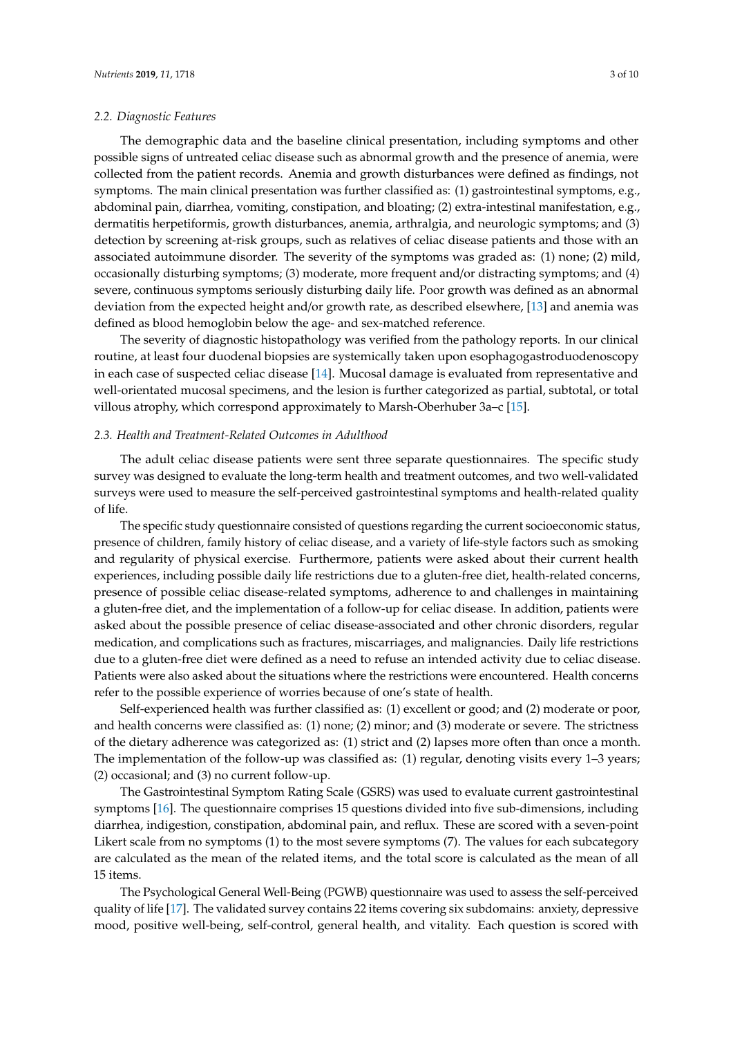### 2.2. Diagnostic Features

The demographic data and the baseline clinical presentation, including symptoms and other possible signs of untreated celiac disease such as abnormal growth and the presence of anemia, were collected from the patient records. Anemia and growth disturbances were defined as findings, not symptoms. The main clinical presentation was further classified as: (1) gastrointestinal symptoms, e.g., abdominal pain, diarrhea, vomiting, constipation, and bloating; (2) extra-intestinal manifestation, e.g., dermatitis herpetiformis, growth disturbances, anemia, arthralgia, and neurologic symptoms; and (3) detection by screening at-risk groups, such as relatives of celiac disease patients and those with an associated autoimmune disorder. The severity of the symptoms was graded as: (1) none; (2) mild, occasionally disturbing symptoms; (3) moderate, more frequent and/or distracting symptoms; and (4) severe, continuous symptoms seriously disturbing daily life. Poor growth was defined as an abnormal deviation from the expected height and/or growth rate, as described elsewhere, [13] and anemia was defined as blood hemoglobin below the age- and sex-matched reference.

The severity of diagnostic histopathology was verified from the pathology reports. In our clinical routine, at least four duodenal biopsies are systemically taken upon esophagogastroduodenoscopy in each case of suspected celiac disease [14]. Mucosal damage is evaluated from representative and well-orientated mucosal specimens, and the lesion is further categorized as partial, subtotal, or total villous atrophy, which correspond approximately to Marsh-Oberhuber 3a–c [15].

### 2.3. Health and Treatment-Related Outcomes in Adulthood

The adult celiac disease patients were sent three separate questionnaires. The specific study survey was designed to evaluate the long-term health and treatment outcomes, and two well-validated surveys were used to measure the self-perceived gastrointestinal symptoms and health-related quality of life.

The specific study questionnaire consisted of questions regarding the current socioeconomic status, presence of children, family history of celiac disease, and a variety of life-style factors such as smoking and regularity of physical exercise. Furthermore, patients were asked about their current health experiences, including possible daily life restrictions due to a gluten-free diet, health-related concerns, presence of possible celiac disease-related symptoms, adherence to and challenges in maintaining a gluten-free diet, and the implementation of a follow-up for celiac disease. In addition, patients were asked about the possible presence of celiac disease-associated and other chronic disorders, regular medication, and complications such as fractures, miscarriages, and malignancies. Daily life restrictions due to a gluten-free diet were defined as a need to refuse an intended activity due to celiac disease. Patients were also asked about the situations where the restrictions were encountered. Health concerns refer to the possible experience of worries because of one's state of health.

Self-experienced health was further classified as: (1) excellent or good; and (2) moderate or poor, and health concerns were classified as: (1) none; (2) minor; and (3) moderate or severe. The strictness of the dietary adherence was categorized as: (1) strict and (2) lapses more often than once a month. The implementation of the follow-up was classified as: (1) regular, denoting visits every 1–3 years; (2) occasional; and (3) no current follow-up.

The Gastrointestinal Symptom Rating Scale (GSRS) was used to evaluate current gastrointestinal symptoms [16]. The questionnaire comprises 15 questions divided into five sub-dimensions, including diarrhea, indigestion, constipation, abdominal pain, and reflux. These are scored with a seven-point Likert scale from no symptoms (1) to the most severe symptoms (7). The values for each subcategory are calculated as the mean of the related items, and the total score is calculated as the mean of all 15 items.

The Psychological General Well-Being (PGWB) questionnaire was used to assess the self-perceived quality of life [17]. The validated survey contains 22 items covering six subdomains: anxiety, depressive mood, positive well-being, self-control, general health, and vitality. Each question is scored with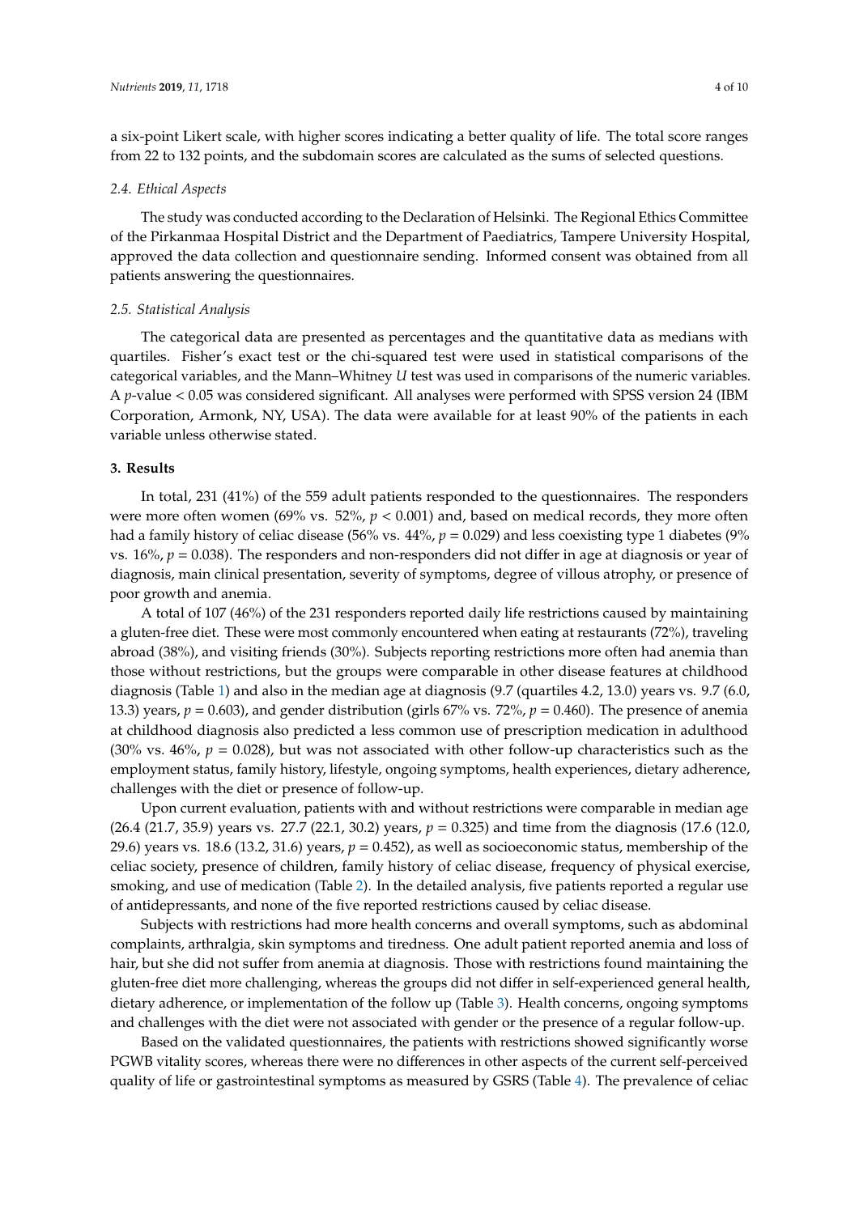a six-point Likert scale, with higher scores indicating a better quality of life. The total score ranges from 22 to 132 points, and the subdomain scores are calculated as the sums of selected questions.

### 2.4. Ethical Aspects

The study was conducted according to the Declaration of Helsinki. The Regional Ethics Committee of the Pirkanmaa Hospital District and the Department of Paediatrics, Tampere University Hospital, approved the data collection and questionnaire sending. Informed consent was obtained from all patients answering the questionnaires.

### 2.5. Statistical Analysis

The categorical data are presented as percentages and the quantitative data as medians with quartiles. Fisher's exact test or the chi-squared test were used in statistical comparisons of the categorical variables, and the Mann–Whitney *U* test was used in comparisons of the numeric variables. A $p$-value $< 0.05$ was considered significant. All analyses were performed with SPSS version 24 (IBM Corporation, Armonk, NY, USA). The data were available for at least 90% of the patients in each variable unless otherwise stated.

## 3. Results

In total, 231 (41%) of the 559 adult patients responded to the questionnaires. The responders were more often women (69% vs. 52%, $p < 0.001$) and, based on medical records, they more often had a family history of celiac disease (56% vs. 44%, $p = 0.029$) and less coexisting type 1 diabetes (9% vs. 16%, $p = 0.038$). The responders and non-responders did not differ in age at diagnosis or year of diagnosis, main clinical presentation, severity of symptoms, degree of villous atrophy, or presence of poor growth and anemia.

A total of 107 (46%) of the 231 responders reported daily life restrictions caused by maintaining a gluten-free diet. These were most commonly encountered when eating at restaurants (72%), traveling abroad (38%), and visiting friends (30%). Subjects reporting restrictions more often had anemia than those without restrictions, but the groups were comparable in other disease features at childhood diagnosis (Table 1) and also in the median age at diagnosis (9.7 (quartiles 4.2, 13.0) years vs. 9.7 (6.0, 13.3) years, $p = 0.603$), and gender distribution (girls 67% vs. 72%, $p = 0.460$). The presence of anemia at childhood diagnosis also predicted a less common use of prescription medication in adulthood (30% vs. 46%, $p = 0.028$), but was not associated with other follow-up characteristics such as the employment status, family history, lifestyle, ongoing symptoms, health experiences, dietary adherence, challenges with the diet or presence of follow-up.

Upon current evaluation, patients with and without restrictions were comparable in median age (26.4 (21.7, 35.9) years vs. 27.7 (22.1, 30.2) years, $p = 0.325$) and time from the diagnosis (17.6 (12.0, 29.6) years vs. 18.6 (13.2, 31.6) years, $p = 0.452$), as well as socioeconomic status, membership of the celiac society, presence of children, family history of celiac disease, frequency of physical exercise, smoking, and use of medication (Table 2). In the detailed analysis, five patients reported a regular use of antidepressants, and none of the five reported restrictions caused by celiac disease.

Subjects with restrictions had more health concerns and overall symptoms, such as abdominal complaints, arthralgia, skin symptoms and tiredness. One adult patient reported anemia and loss of hair, but she did not suffer from anemia at diagnosis. Those with restrictions found maintaining the gluten-free diet more challenging, whereas the groups did not differ in self-experienced general health, dietary adherence, or implementation of the follow up (Table 3). Health concerns, ongoing symptoms and challenges with the diet were not associated with gender or the presence of a regular follow-up.

Based on the validated questionnaires, the patients with restrictions showed significantly worse PGWB vitality scores, whereas there were no differences in other aspects of the current self-perceived quality of life or gastrointestinal symptoms as measured by GSRS (Table 4). The prevalence of celiac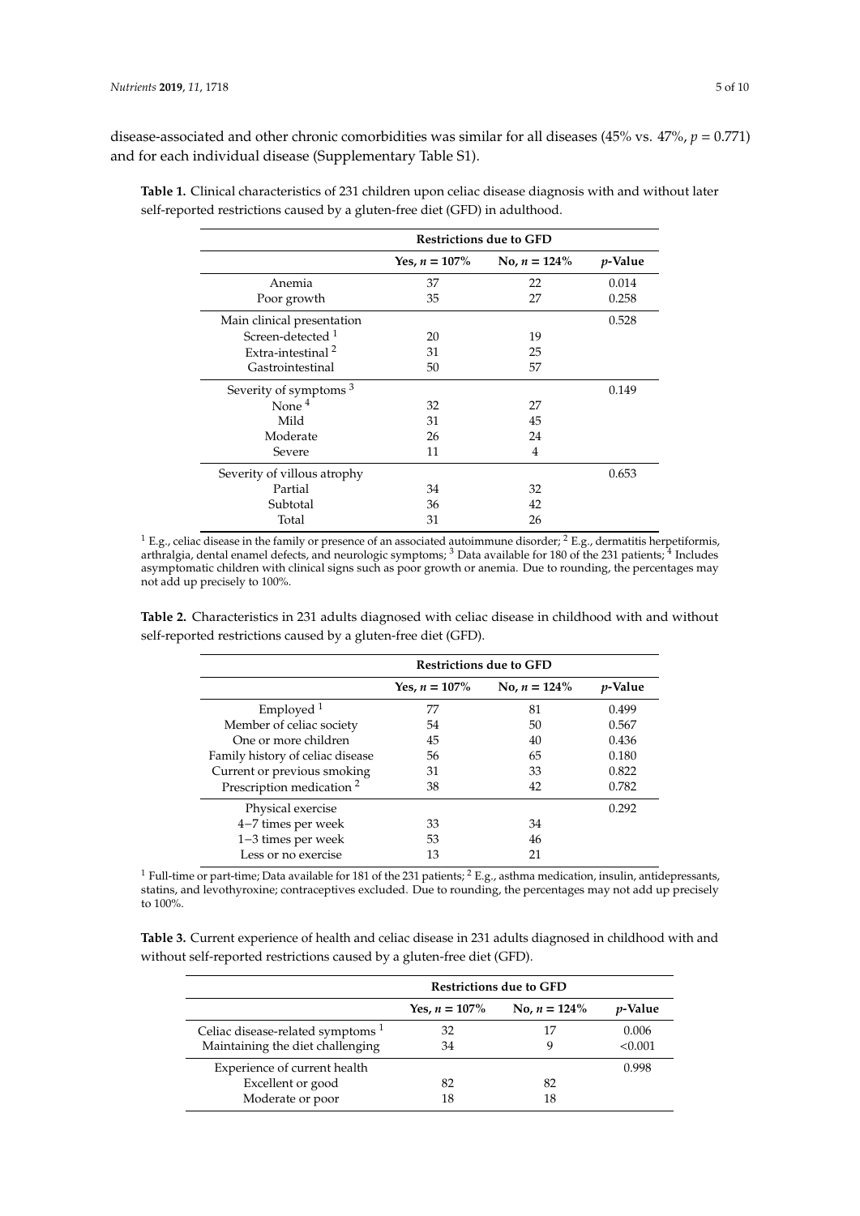disease-associated and other chronic comorbidities was similar for all diseases (45% vs. 47%, $p = 0.771$) and for each individual disease (Supplementary Table S1).

**Table 1.** Clinical characteristics of 231 children upon celiac disease diagnosis with and without later self-reported restrictions caused by a gluten-free diet (GFD) in adulthood.

| | Restrictions due to GFD | | |
|---|---|---|---|
| | Yes, $n = 107$% | No, $n = 124$% | $p$-Value |
| Anemia | 37 | 22 | 0.014 |
| Poor growth | 35 | 27 | 0.258 |
| Main clinical presentation | | | 0.528 |
| Screen-detected [1] | 20 | 19 | |
| Extra-intestinal [2] | 31 | 25 | |
| Gastrointestinal | 50 | 57 | |
| Severity of symptoms [3] | | | 0.149 |
| None [4] | 32 | 27 | |
| Mild | 31 | 45 | |
| Moderate | 26 | 24 | |
| Severe | 11 | 4 | |
| Severity of villous atrophy | | | 0.653 |
| Partial | 34 | 32 | |
| Subtotal | 36 | 42 | |
| Total | 31 | 26 | |

[1] E.g., celiac disease in the family or presence of an associated autoimmune disorder; [2] E.g., dermatitis herpetiformis, arthralgia, dental enamel defects, and neurologic symptoms; [3] Data available for 180 of the 231 patients; [4] Includes asymptomatic children with clinical signs such as poor growth or anemia. Due to rounding, the percentages may not add up precisely to 100%.

**Table 2.** Characteristics in 231 adults diagnosed with celiac disease in childhood with and without self-reported restrictions caused by a gluten-free diet (GFD).

| | Restrictions due to GFD | | |
|---|---|---|---|
| | Yes, $n = 107$% | No, $n = 124$% | $p$-Value |
| Employed [1] | 77 | 81 | 0.499 |
| Member of celiac society | 54 | 50 | 0.567 |
| One or more children | 45 | 40 | 0.436 |
| Family history of celiac disease | 56 | 65 | 0.180 |
| Current or previous smoking | 31 | 33 | 0.822 |
| Prescription medication [2] | 38 | 42 | 0.782 |
| Physical exercise | | | 0.292 |
| 4–7 times per week | 33 | 34 | |
| 1–3 times per week | 53 | 46 | |
| Less or no exercise | 13 | 21 | |

[1] Full-time or part-time; Data available for 181 of the 231 patients; [2] E.g., asthma medication, insulin, antidepressants, statins, and levothyroxine; contraceptives excluded. Due to rounding, the percentages may not add up precisely to 100%.

**Table 3.** Current experience of health and celiac disease in 231 adults diagnosed in childhood with and without self-reported restrictions caused by a gluten-free diet (GFD).

| | Restrictions due to GFD | | |
|---|---|---|---|
| | Yes, $n = 107$% | No, $n = 124$% | $p$-Value |
| Celiac disease-related symptoms [1] | 32 | 17 | 0.006 |
| Maintaining the diet challenging | 34 | 9 | <0.001 |
| Experience of current health | | | 0.998 |
| Excellent or good | 82 | 82 | |
| Moderate or poor | 18 | 18 | |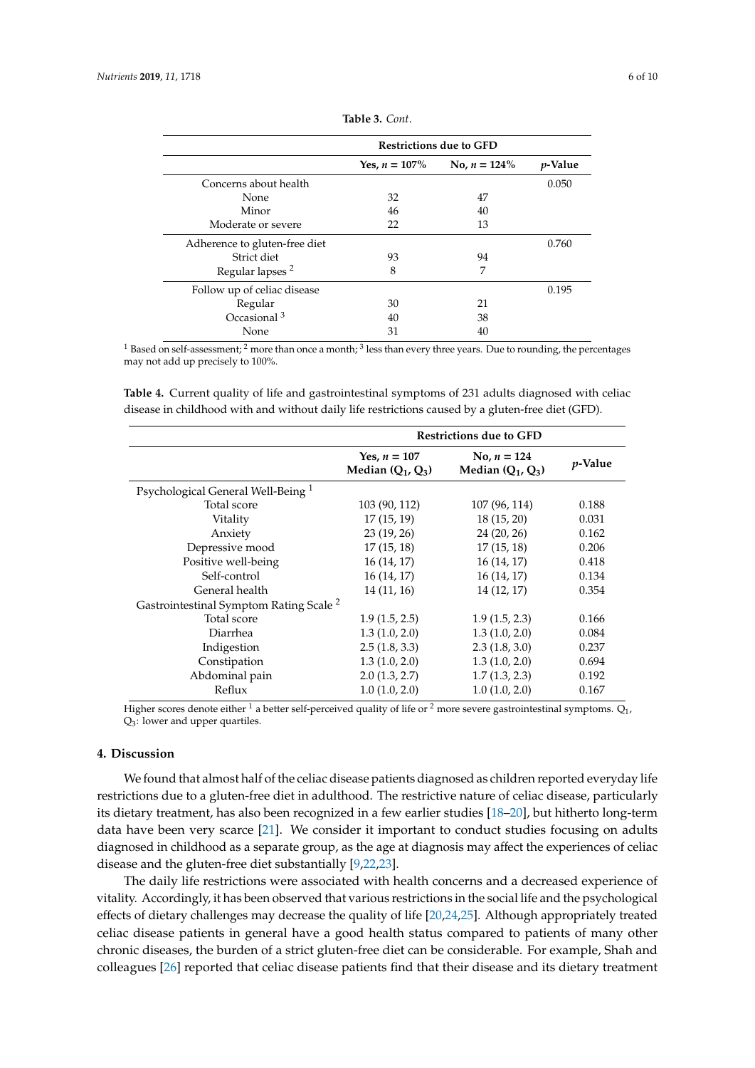**Table 3.** *Cont*.

| | Restrictions due to GFD | | |
|---|---|---|---|
| | Yes, $n$ = 107% | No, $n$ = 124% | $p$-Value |
| Concerns about health | | | 0.050 |
| None | 32 | 47 | |
| Minor | 46 | 40 | |
| Moderate or severe | 22 | 13 | |
| Adherence to gluten-free diet | | | 0.760 |
| Strict diet | 93 | 94 | |
| Regular lapses [2] | 8 | 7 | |
| Follow up of celiac disease | | | 0.195 |
| Regular | 30 | 21 | |
| Occasional [3] | 40 | 38 | |
| None | 31 | 40 | |

[1] Based on self-assessment; [2] more than once a month; [3] less than every three years. Due to rounding, the percentages may not add up precisely to 100%.

**Table 4.** Current quality of life and gastrointestinal symptoms of 231 adults diagnosed with celiac disease in childhood with and without daily life restrictions caused by a gluten-free diet (GFD).

| | Restrictions due to GFD | | |
|---|---|---|---|
| | Yes, $n$ = 107 Median ($Q_1$, $Q_3$) | No, $n$ = 124 Median ($Q_1$, $Q_3$) | $p$-Value |
| Psychological General Well-Being [1] | | | |
| Total score | 103 (90, 112) | 107 (96, 114) | 0.188 |
| Vitality | 17 (15, 19) | 18 (15, 20) | 0.031 |
| Anxiety | 23 (19, 26) | 24 (20, 26) | 0.162 |
| Depressive mood | 17 (15, 18) | 17 (15, 18) | 0.206 |
| Positive well-being | 16 (14, 17) | 16 (14, 17) | 0.418 |
| Self-control | 16 (14, 17) | 16 (14, 17) | 0.134 |
| General health | 14 (11, 16) | 14 (12, 17) | 0.354 |
| Gastrointestinal Symptom Rating Scale [2] | | | |
| Total score | 1.9 (1.5, 2.5) | 1.9 (1.5, 2.3) | 0.166 |
| Diarrhea | 1.3 (1.0, 2.0) | 1.3 (1.0, 2.0) | 0.084 |
| Indigestion | 2.5 (1.8, 3.3) | 2.3 (1.8, 3.0) | 0.237 |
| Constipation | 1.3 (1.0, 2.0) | 1.3 (1.0, 2.0) | 0.694 |
| Abdominal pain | 2.0 (1.3, 2.7) | 1.7 (1.3, 2.3) | 0.192 |
| Reflux | 1.0 (1.0, 2.0) | 1.0 (1.0, 2.0) | 0.167 |

Higher scores denote either [1] a better self-perceived quality of life or [2] more severe gastrointestinal symptoms. $Q_1$, $Q_3$: lower and upper quartiles.

## 4. Discussion

We found that almost half of the celiac disease patients diagnosed as children reported everyday life restrictions due to a gluten-free diet in adulthood. The restrictive nature of celiac disease, particularly its dietary treatment, has also been recognized in a few earlier studies [18–20], but hitherto long-term data have been very scarce [21]. We consider it important to conduct studies focusing on adults diagnosed in childhood as a separate group, as the age at diagnosis may affect the experiences of celiac disease and the gluten-free diet substantially [9,22,23].

The daily life restrictions were associated with health concerns and a decreased experience of vitality. Accordingly, it has been observed that various restrictions in the social life and the psychological effects of dietary challenges may decrease the quality of life [20,24,25]. Although appropriately treated celiac disease patients in general have a good health status compared to patients of many other chronic diseases, the burden of a strict gluten-free diet can be considerable. For example, Shah and colleagues [26] reported that celiac disease patients find that their disease and its dietary treatment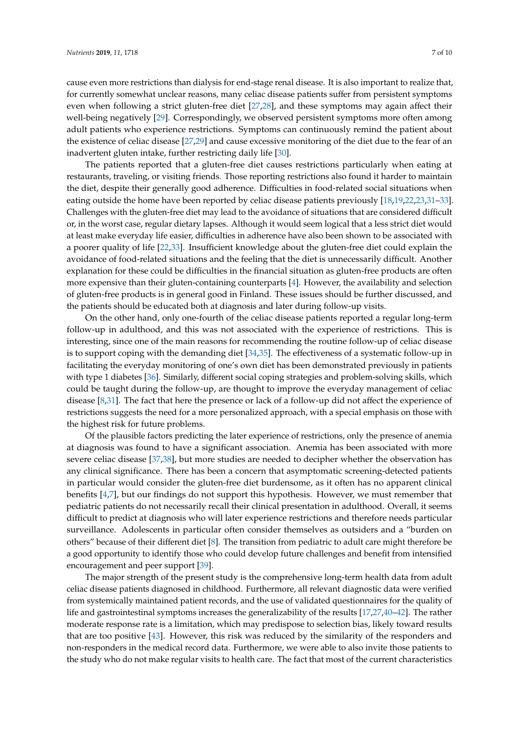cause even more restrictions than dialysis for end-stage renal disease. It is also important to realize that, for currently somewhat unclear reasons, many celiac disease patients suffer from persistent symptoms even when following a strict gluten-free diet [27,28], and these symptoms may again affect their well-being negatively [29]. Correspondingly, we observed persistent symptoms more often among adult patients who experience restrictions. Symptoms can continuously remind the patient about the existence of celiac disease [27,29] and cause excessive monitoring of the diet due to the fear of an inadvertent gluten intake, further restricting daily life [30].

The patients reported that a gluten-free diet causes restrictions particularly when eating at restaurants, traveling, or visiting friends. Those reporting restrictions also found it harder to maintain the diet, despite their generally good adherence. Difficulties in food-related social situations when eating outside the home have been reported by celiac disease patients previously [18,19,22,23,31–33]. Challenges with the gluten-free diet may lead to the avoidance of situations that are considered difficult or, in the worst case, regular dietary lapses. Although it would seem logical that a less strict diet would at least make everyday life easier, difficulties in adherence have also been shown to be associated with a poorer quality of life [22,33]. Insufficient knowledge about the gluten-free diet could explain the avoidance of food-related situations and the feeling that the diet is unnecessarily difficult. Another explanation for these could be difficulties in the financial situation as gluten-free products are often more expensive than their gluten-containing counterparts [4]. However, the availability and selection of gluten-free products is in general good in Finland. These issues should be further discussed, and the patients should be educated both at diagnosis and later during follow-up visits.

On the other hand, only one-fourth of the celiac disease patients reported a regular long-term follow-up in adulthood, and this was not associated with the experience of restrictions. This is interesting, since one of the main reasons for recommending the routine follow-up of celiac disease is to support coping with the demanding diet [34,35]. The effectiveness of a systematic follow-up in facilitating the everyday monitoring of one's own diet has been demonstrated previously in patients with type 1 diabetes [36]. Similarly, different social coping strategies and problem-solving skills, which could be taught during the follow-up, are thought to improve the everyday management of celiac disease [8,31]. The fact that here the presence or lack of a follow-up did not affect the experience of restrictions suggests the need for a more personalized approach, with a special emphasis on those with the highest risk for future problems.

Of the plausible factors predicting the later experience of restrictions, only the presence of anemia at diagnosis was found to have a significant association. Anemia has been associated with more severe celiac disease [37,38], but more studies are needed to decipher whether the observation has any clinical significance. There has been a concern that asymptomatic screening-detected patients in particular would consider the gluten-free diet burdensome, as it often has no apparent clinical benefits [4,7], but our findings do not support this hypothesis. However, we must remember that pediatric patients do not necessarily recall their clinical presentation in adulthood. Overall, it seems difficult to predict at diagnosis who will later experience restrictions and therefore needs particular surveillance. Adolescents in particular often consider themselves as outsiders and a "burden on others" because of their different diet [8]. The transition from pediatric to adult care might therefore be a good opportunity to identify those who could develop future challenges and benefit from intensified encouragement and peer support [39].

The major strength of the present study is the comprehensive long-term health data from adult celiac disease patients diagnosed in childhood. Furthermore, all relevant diagnostic data were verified from systemically maintained patient records, and the use of validated questionnaires for the quality of life and gastrointestinal symptoms increases the generalizability of the results [17,27,40–42]. The rather moderate response rate is a limitation, which may predispose to selection bias, likely toward results that are too positive [43]. However, this risk was reduced by the similarity of the responders and non-responders in the medical record data. Furthermore, we were able to also invite those patients to the study who do not make regular visits to health care. The fact that most of the current characteristics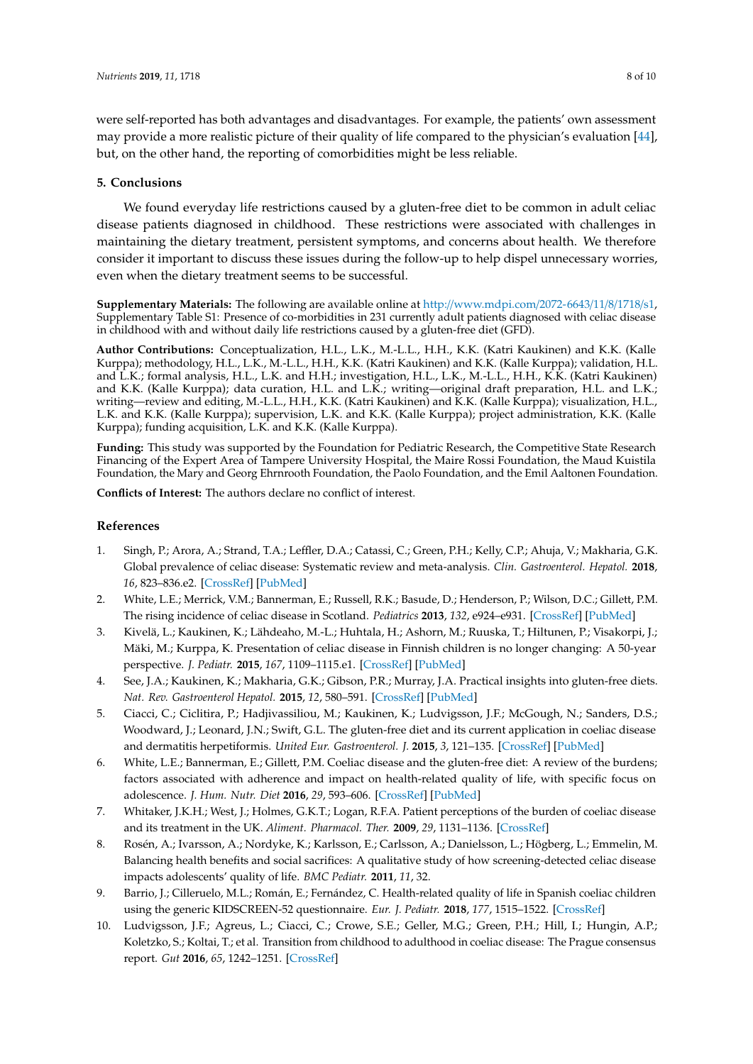were self-reported has both advantages and disadvantages. For example, the patients' own assessment may provide a more realistic picture of their quality of life compared to the physician's evaluation [44], but, on the other hand, the reporting of comorbidities might be less reliable.

## 5. Conclusions

We found everyday life restrictions caused by a gluten-free diet to be common in adult celiac disease patients diagnosed in childhood. These restrictions were associated with challenges in maintaining the dietary treatment, persistent symptoms, and concerns about health. We therefore consider it important to discuss these issues during the follow-up to help dispel unnecessary worries, even when the dietary treatment seems to be successful.

**Supplementary Materials:** The following are available online at http://www.mdpi.com/2072-6643/11/8/1718/s1, Supplementary Table S1: Presence of co-morbidities in 231 currently adult patients diagnosed with celiac disease in childhood with and without daily life restrictions caused by a gluten-free diet (GFD).

**Author Contributions:** Conceptualization, H.L., L.K., M.-L.L., H.H., K.K. (Katri Kaukinen) and K.K. (Kalle Kurppa); methodology, H.L., L.K., M.-L.L., H.H., K.K. (Katri Kaukinen) and K.K. (Kalle Kurppa); validation, H.L. and L.K.; formal analysis, H.L., L.K. and H.H.; investigation, H.L., L.K., M.-L.L., H.H., K.K. (Katri Kaukinen) and K.K. (Kalle Kurppa); data curation, H.L. and L.K.; writing—original draft preparation, H.L. and L.K.; writing—review and editing, M.-L.L., H.H., K.K. (Katri Kaukinen) and K.K. (Kalle Kurppa); visualization, H.L., L.K. and K.K. (Kalle Kurppa); supervision, L.K. and K.K. (Kalle Kurppa); project administration, K.K. (Kalle Kurppa); funding acquisition, L.K. and K.K. (Kalle Kurppa).

**Funding:** This study was supported by the Foundation for Pediatric Research, the Competitive State Research Financing of the Expert Area of Tampere University Hospital, the Maire Rossi Foundation, the Maud Kuistila Foundation, the Mary and Georg Ehrnrooth Foundation, the Paolo Foundation, and the Emil Aaltonen Foundation.

**Conflicts of Interest:** The authors declare no conflict of interest.

## References

1. Singh, P.; Arora, A.; Strand, T.A.; Leffler, D.A.; Catassi, C.; Green, P.H.; Kelly, C.P.; Ahuja, V.; Makharia, G.K. Global prevalence of celiac disease: Systematic review and meta-analysis. *Clin. Gastroenterol. Hepatol.* **2018**, *16*, 823–836.e2. [CrossRef] [PubMed]
2. White, L.E.; Merrick, V.M.; Bannerman, E.; Russell, R.K.; Basude, D.; Henderson, P.; Wilson, D.C.; Gillett, P.M. The rising incidence of celiac disease in Scotland. *Pediatrics* **2013**, *132*, e924–e931. [CrossRef] [PubMed]
3. Kivelä, L.; Kaukinen, K.; Lähdeaho, M.-L.; Huhtala, H.; Ashorn, M.; Ruuska, T.; Hiltunen, P.; Visakorpi, J.; Mäki, M.; Kurppa, K. Presentation of celiac disease in Finnish children is no longer changing: A 50-year perspective. *J. Pediatr.* **2015**, *167*, 1109–1115.e1. [CrossRef] [PubMed]
4. See, J.A.; Kaukinen, K.; Makharia, G.K.; Gibson, P.R.; Murray, J.A. Practical insights into gluten-free diets. *Nat. Rev. Gastroenterol Hepatol.* **2015**, *12*, 580–591. [CrossRef] [PubMed]
5. Ciacci, C.; Ciclitira, P.; Hadjivassiliou, M.; Kaukinen, K.; Ludvigsson, J.F.; McGough, N.; Sanders, D.S.; Woodward, J.; Leonard, J.N.; Swift, G.L. The gluten-free diet and its current application in coeliac disease and dermatitis herpetiformis. *United Eur. Gastroenterol. J.* **2015**, *3*, 121–135. [CrossRef] [PubMed]
6. White, L.E.; Bannerman, E.; Gillett, P.M. Coeliac disease and the gluten-free diet: A review of the burdens; factors associated with adherence and impact on health-related quality of life, with specific focus on adolescence. *J. Hum. Nutr. Diet* **2016**, *29*, 593–606. [CrossRef] [PubMed]
7. Whitaker, J.K.H.; West, J.; Holmes, G.K.T.; Logan, R.F.A. Patient perceptions of the burden of coeliac disease and its treatment in the UK. *Aliment. Pharmacol. Ther.* **2009**, *29*, 1131–1136. [CrossRef]
8. Rosén, A.; Ivarsson, A.; Nordyke, K.; Karlsson, E.; Carlsson, A.; Danielsson, L.; Högberg, L.; Emmelin, M. Balancing health benefits and social sacrifices: A qualitative study of how screening-detected celiac disease impacts adolescents' quality of life. *BMC Pediatr.* **2011**, *11*, 32.
9. Barrio, J.; Cilleruelo, M.L.; Román, E.; Fernández, C. Health-related quality of life in Spanish coeliac children using the generic KIDSCREEN-52 questionnaire. *Eur. J. Pediatr.* **2018**, *177*, 1515–1522. [CrossRef]
10. Ludvigsson, J.F.; Agreus, L.; Ciacci, C.; Crowe, S.E.; Geller, M.G.; Green, P.H.; Hill, I.; Hungin, A.P.; Koletzko, S.; Koltai, T.; et al. Transition from childhood to adulthood in coeliac disease: The Prague consensus report. *Gut* **2016**, *65*, 1242–1251. [CrossRef]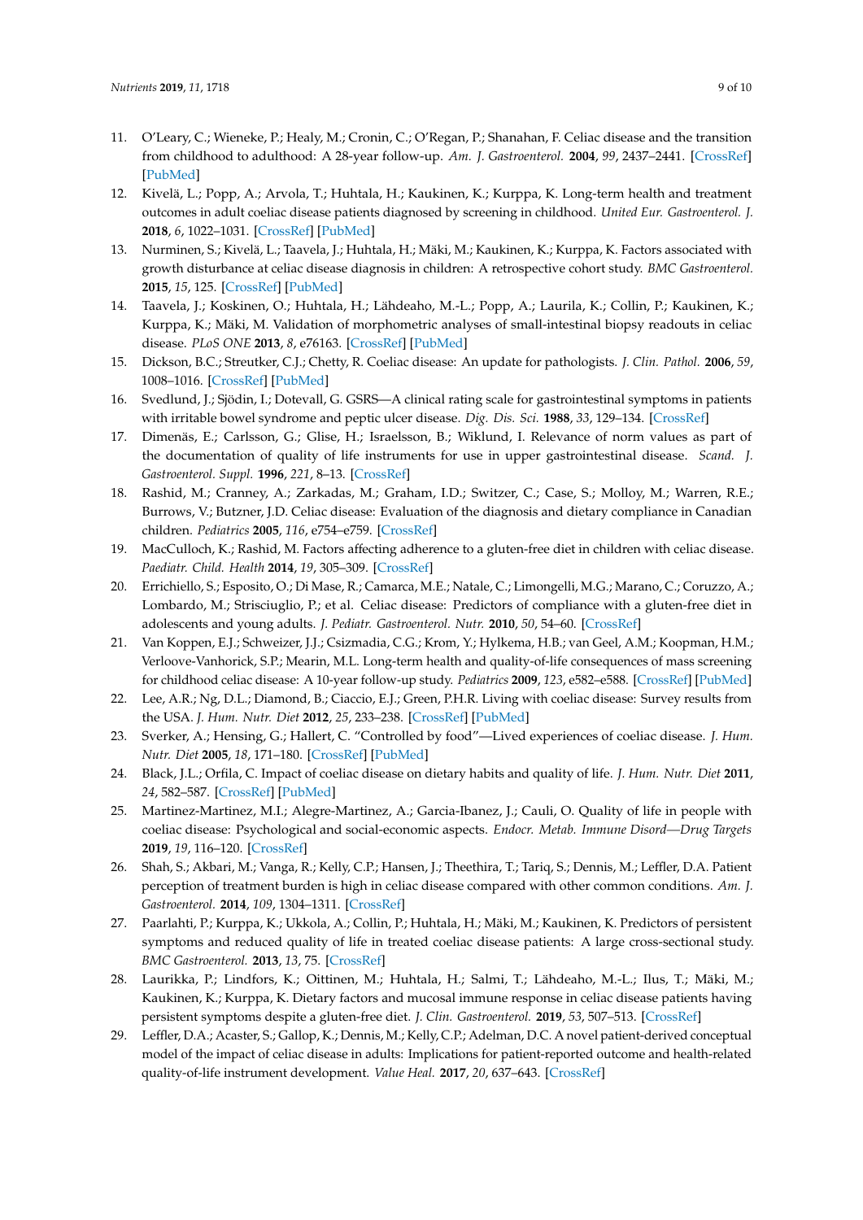11. O'Leary, C.; Wieneke, P.; Healy, M.; Cronin, C.; O'Regan, P.; Shanahan, F. Celiac disease and the transition from childhood to adulthood: A 28-year follow-up. *Am. J. Gastroenterol.* **2004**, *99*, 2437–2441. [CrossRef] [PubMed]
12. Kivelä, L.; Popp, A.; Arvola, T.; Huhtala, H.; Kaukinen, K.; Kurppa, K. Long-term health and treatment outcomes in adult coeliac disease patients diagnosed by screening in childhood. *United Eur. Gastroenterol. J.* **2018**, *6*, 1022–1031. [CrossRef] [PubMed]
13. Nurminen, S.; Kivelä, L.; Taavela, J.; Huhtala, H.; Mäki, M.; Kaukinen, K.; Kurppa, K. Factors associated with growth disturbance at celiac disease diagnosis in children: A retrospective cohort study. *BMC Gastroenterol.* **2015**, *15*, 125. [CrossRef] [PubMed]
14. Taavela, J.; Koskinen, O.; Huhtala, H.; Lähdeaho, M.-L.; Popp, A.; Laurila, K.; Collin, P.; Kaukinen, K.; Kurppa, K.; Mäki, M. Validation of morphometric analyses of small-intestinal biopsy readouts in celiac disease. *PLoS ONE* **2013**, *8*, e76163. [CrossRef] [PubMed]
15. Dickson, B.C.; Streutker, C.J.; Chetty, R. Coeliac disease: An update for pathologists. *J. Clin. Pathol.* **2006**, *59*, 1008–1016. [CrossRef] [PubMed]
16. Svedlund, J.; Sjödin, I.; Dotevall, G. GSRS—A clinical rating scale for gastrointestinal symptoms in patients with irritable bowel syndrome and peptic ulcer disease. *Dig. Dis. Sci.* **1988**, *33*, 129–134. [CrossRef]
17. Dimenäs, E.; Carlsson, G.; Glise, H.; Israelsson, B.; Wiklund, I. Relevance of norm values as part of the documentation of quality of life instruments for use in upper gastrointestinal disease. *Scand. J. Gastroenterol. Suppl.* **1996**, *221*, 8–13. [CrossRef]
18. Rashid, M.; Cranney, A.; Zarkadas, M.; Graham, I.D.; Switzer, C.; Case, S.; Molloy, M.; Warren, R.E.; Burrows, V.; Butzner, J.D. Celiac disease: Evaluation of the diagnosis and dietary compliance in Canadian children. *Pediatrics* **2005**, *116*, e754–e759. [CrossRef]
19. MacCulloch, K.; Rashid, M. Factors affecting adherence to a gluten-free diet in children with celiac disease. *Paediatr. Child. Health* **2014**, *19*, 305–309. [CrossRef]
20. Errichiello, S.; Esposito, O.; Di Mase, R.; Camarca, M.E.; Natale, C.; Limongelli, M.G.; Marano, C.; Coruzzo, A.; Lombardo, M.; Strisciuglio, P.; et al. Celiac disease: Predictors of compliance with a gluten-free diet in adolescents and young adults. *J. Pediatr. Gastroenterol. Nutr.* **2010**, *50*, 54–60. [CrossRef]
21. Van Koppen, E.J.; Schweizer, J.J.; Csizmadia, C.G.; Krom, Y.; Hylkema, H.B.; van Geel, A.M.; Koopman, H.M.; Verloove-Vanhorick, S.P.; Mearin, M.L. Long-term health and quality-of-life consequences of mass screening for childhood celiac disease: A 10-year follow-up study. *Pediatrics* **2009**, *123*, e582–e588. [CrossRef] [PubMed]
22. Lee, A.R.; Ng, D.L.; Diamond, B.; Ciaccio, E.J.; Green, P.H.R. Living with coeliac disease: Survey results from the USA. *J. Hum. Nutr. Diet* **2012**, *25*, 233–238. [CrossRef] [PubMed]
23. Sverker, A.; Hensing, G.; Hallert, C. "Controlled by food"—Lived experiences of coeliac disease. *J. Hum. Nutr. Diet* **2005**, *18*, 171–180. [CrossRef] [PubMed]
24. Black, J.L.; Orfila, C. Impact of coeliac disease on dietary habits and quality of life. *J. Hum. Nutr. Diet* **2011**, *24*, 582–587. [CrossRef] [PubMed]
25. Martinez-Martinez, M.I.; Alegre-Martinez, A.; Garcia-Ibanez, J.; Cauli, O. Quality of life in people with coeliac disease: Psychological and social-economic aspects. *Endocr. Metab. Immune Disord—Drug Targets* **2019**, *19*, 116–120. [CrossRef]
26. Shah, S.; Akbari, M.; Vanga, R.; Kelly, C.P.; Hansen, J.; Theethira, T.; Tariq, S.; Dennis, M.; Leffler, D.A. Patient perception of treatment burden is high in celiac disease compared with other common conditions. *Am. J. Gastroenterol.* **2014**, *109*, 1304–1311. [CrossRef]
27. Paarlahti, P.; Kurppa, K.; Ukkola, A.; Collin, P.; Huhtala, H.; Mäki, M.; Kaukinen, K. Predictors of persistent symptoms and reduced quality of life in treated coeliac disease patients: A large cross-sectional study. *BMC Gastroenterol.* **2013**, *13*, 75. [CrossRef]
28. Laurikka, P.; Lindfors, K.; Oittinen, M.; Huhtala, H.; Salmi, T.; Lähdeaho, M.-L.; Ilus, T.; Mäki, M.; Kaukinen, K.; Kurppa, K. Dietary factors and mucosal immune response in celiac disease patients having persistent symptoms despite a gluten-free diet. *J. Clin. Gastroenterol.* **2019**, *53*, 507–513. [CrossRef]
29. Leffler, D.A.; Acaster, S.; Gallop, K.; Dennis, M.; Kelly, C.P.; Adelman, D.C. A novel patient-derived conceptual model of the impact of celiac disease in adults: Implications for patient-reported outcome and health-related quality-of-life instrument development. *Value Heal.* **2017**, *20*, 637–643. [CrossRef]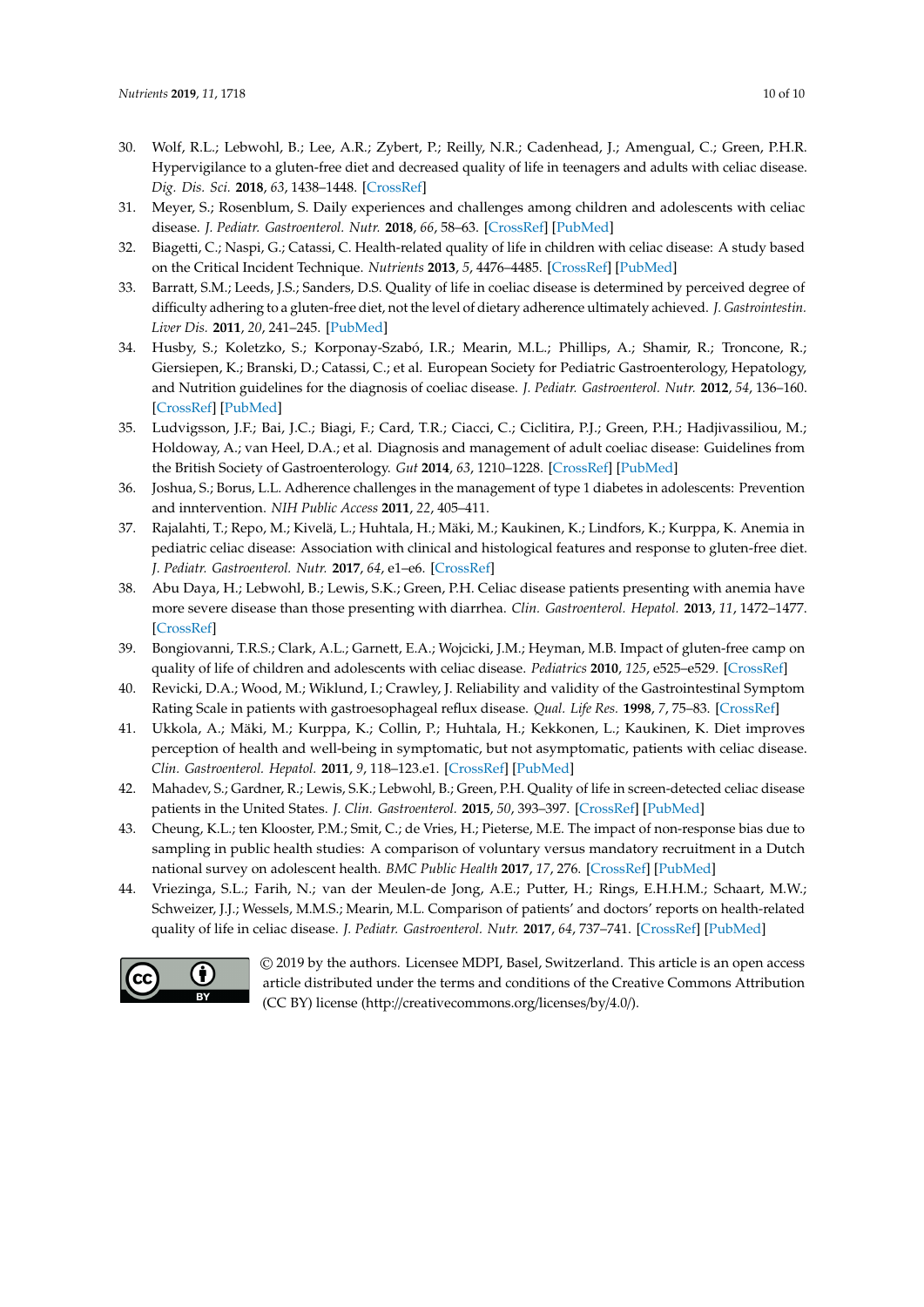30. Wolf, R.L.; Lebwohl, B.; Lee, A.R.; Zybert, P.; Reilly, N.R.; Cadenhead, J.; Amengual, C.; Green, P.H.R. Hypervigilance to a gluten-free diet and decreased quality of life in teenagers and adults with celiac disease. *Dig. Dis. Sci.* **2018**, *63*, 1438–1448. [CrossRef]
31. Meyer, S.; Rosenblum, S. Daily experiences and challenges among children and adolescents with celiac disease. *J. Pediatr. Gastroenterol. Nutr.* **2018**, *66*, 58–63. [CrossRef] [PubMed]
32. Biagetti, C.; Naspi, G.; Catassi, C. Health-related quality of life in children with celiac disease: A study based on the Critical Incident Technique. *Nutrients* **2013**, *5*, 4476–4485. [CrossRef] [PubMed]
33. Barratt, S.M.; Leeds, J.S.; Sanders, D.S. Quality of life in coeliac disease is determined by perceived degree of difficulty adhering to a gluten-free diet, not the level of dietary adherence ultimately achieved. *J. Gastrointestin. Liver Dis.* **2011**, *20*, 241–245. [PubMed]
34. Husby, S.; Koletzko, S.; Korponay-Szabó, I.R.; Mearin, M.L.; Phillips, A.; Shamir, R.; Troncone, R.; Giersiepen, K.; Branski, D.; Catassi, C.; et al. European Society for Pediatric Gastroenterology, Hepatology, and Nutrition guidelines for the diagnosis of coeliac disease. *J. Pediatr. Gastroenterol. Nutr.* **2012**, *54*, 136–160. [CrossRef] [PubMed]
35. Ludvigsson, J.F.; Bai, J.C.; Biagi, F.; Card, T.R.; Ciacci, C.; Ciclitira, P.J.; Green, P.H.; Hadjivassiliou, M.; Holdoway, A.; van Heel, D.A.; et al. Diagnosis and management of adult coeliac disease: Guidelines from the British Society of Gastroenterology. *Gut* **2014**, *63*, 1210–1228. [CrossRef] [PubMed]
36. Joshua, S.; Borus, L.L. Adherence challenges in the management of type 1 diabetes in adolescents: Prevention and inntervention. *NIH Public Access* **2011**, *22*, 405–411.
37. Rajalahti, T.; Repo, M.; Kivelä, L.; Huhtala, H.; Mäki, M.; Kaukinen, K.; Lindfors, K.; Kurppa, K. Anemia in pediatric celiac disease: Association with clinical and histological features and response to gluten-free diet. *J. Pediatr. Gastroenterol. Nutr.* **2017**, *64*, e1–e6. [CrossRef]
38. Abu Daya, H.; Lebwohl, B.; Lewis, S.K.; Green, P.H. Celiac disease patients presenting with anemia have more severe disease than those presenting with diarrhea. *Clin. Gastroenterol. Hepatol.* **2013**, *11*, 1472–1477. [CrossRef]
39. Bongiovanni, T.R.S.; Clark, A.L.; Garnett, E.A.; Wojcicki, J.M.; Heyman, M.B. Impact of gluten-free camp on quality of life of children and adolescents with celiac disease. *Pediatrics* **2010**, *125*, e525–e529. [CrossRef]
40. Revicki, D.A.; Wood, M.; Wiklund, I.; Crawley, J. Reliability and validity of the Gastrointestinal Symptom Rating Scale in patients with gastroesophageal reflux disease. *Qual. Life Res.* **1998**, *7*, 75–83. [CrossRef]
41. Ukkola, A.; Mäki, M.; Kurppa, K.; Collin, P.; Huhtala, H.; Kekkonen, L.; Kaukinen, K. Diet improves perception of health and well-being in symptomatic, but not asymptomatic, patients with celiac disease. *Clin. Gastroenterol. Hepatol.* **2011**, *9*, 118–123.e1. [CrossRef] [PubMed]
42. Mahadev, S.; Gardner, R.; Lewis, S.K.; Lebwohl, B.; Green, P.H. Quality of life in screen-detected celiac disease patients in the United States. *J. Clin. Gastroenterol.* **2015**, *50*, 393–397. [CrossRef] [PubMed]
43. Cheung, K.L.; ten Klooster, P.M.; Smit, C.; de Vries, H.; Pieterse, M.E. The impact of non-response bias due to sampling in public health studies: A comparison of voluntary versus mandatory recruitment in a Dutch national survey on adolescent health. *BMC Public Health* **2017**, *17*, 276. [CrossRef] [PubMed]
44. Vriezinga, S.L.; Farih, N.; van der Meulen-de Jong, A.E.; Putter, H.; Rings, E.H.H.M.; Schaart, M.W.; Schweizer, J.J.; Wessels, M.M.S.; Mearin, M.L. Comparison of patients' and doctors' reports on health-related quality of life in celiac disease. *J. Pediatr. Gastroenterol. Nutr.* **2017**, *64*, 737–741. [CrossRef] [PubMed]

© 2019 by the authors. Licensee MDPI, Basel, Switzerland. This article is an open access article distributed under the terms and conditions of the Creative Commons Attribution (CC BY) license (http://creativecommons.org/licenses/by/4.0/).